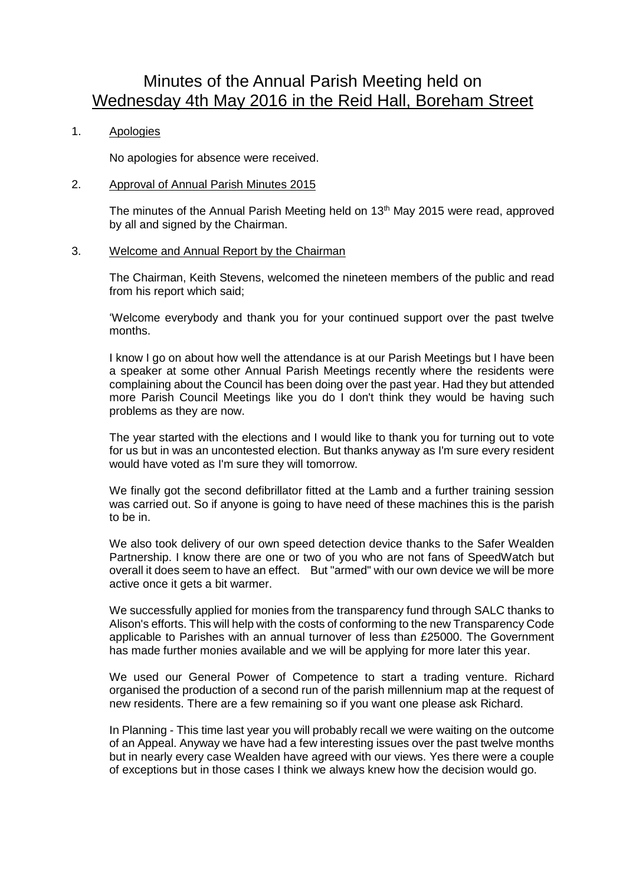# Minutes of the Annual Parish Meeting held on Wednesday 4th May 2016 in the Reid Hall, Boreham Street

1. Apologies

   No apologies for absence were received.

2. Approval of Annual Parish Minutes 2015

   The minutes of the Annual Parish Meeting held on 13th May 2015 were read, approved by all and signed by the Chairman.

3. Welcome and Annual Report by the Chairman

   The Chairman, Keith Stevens, welcomed the nineteen members of the public and read from his report which said;

   'Welcome everybody and thank you for your continued support over the past twelve months.

   I know I go on about how well the attendance is at our Parish Meetings but I have been a speaker at some other Annual Parish Meetings recently where the residents were complaining about the Council has been doing over the past year. Had they but attended more Parish Council Meetings like you do I don't think they would be having such problems as they are now.

   The year started with the elections and I would like to thank you for turning out to vote for us but in was an uncontested election. But thanks anyway as I'm sure every resident would have voted as I'm sure they will tomorrow.

   We finally got the second defibrillator fitted at the Lamb and a further training session was carried out. So if anyone is going to have need of these machines this is the parish to be in.

   We also took delivery of our own speed detection device thanks to the Safer Wealden Partnership. I know there are one or two of you who are not fans of SpeedWatch but overall it does seem to have an effect. But "armed" with our own device we will be more active once it gets a bit warmer.

   We successfully applied for monies from the transparency fund through SALC thanks to Alison's efforts. This will help with the costs of conforming to the new Transparency Code applicable to Parishes with an annual turnover of less than £25000. The Government has made further monies available and we will be applying for more later this year.

   We used our General Power of Competence to start a trading venture. Richard organised the production of a second run of the parish millennium map at the request of new residents. There are a few remaining so if you want one please ask Richard.

   In Planning - This time last year you will probably recall we were waiting on the outcome of an Appeal. Anyway we have had a few interesting issues over the past twelve months but in nearly every case Wealden have agreed with our views. Yes there were a couple of exceptions but in those cases I think we always knew how the decision would go.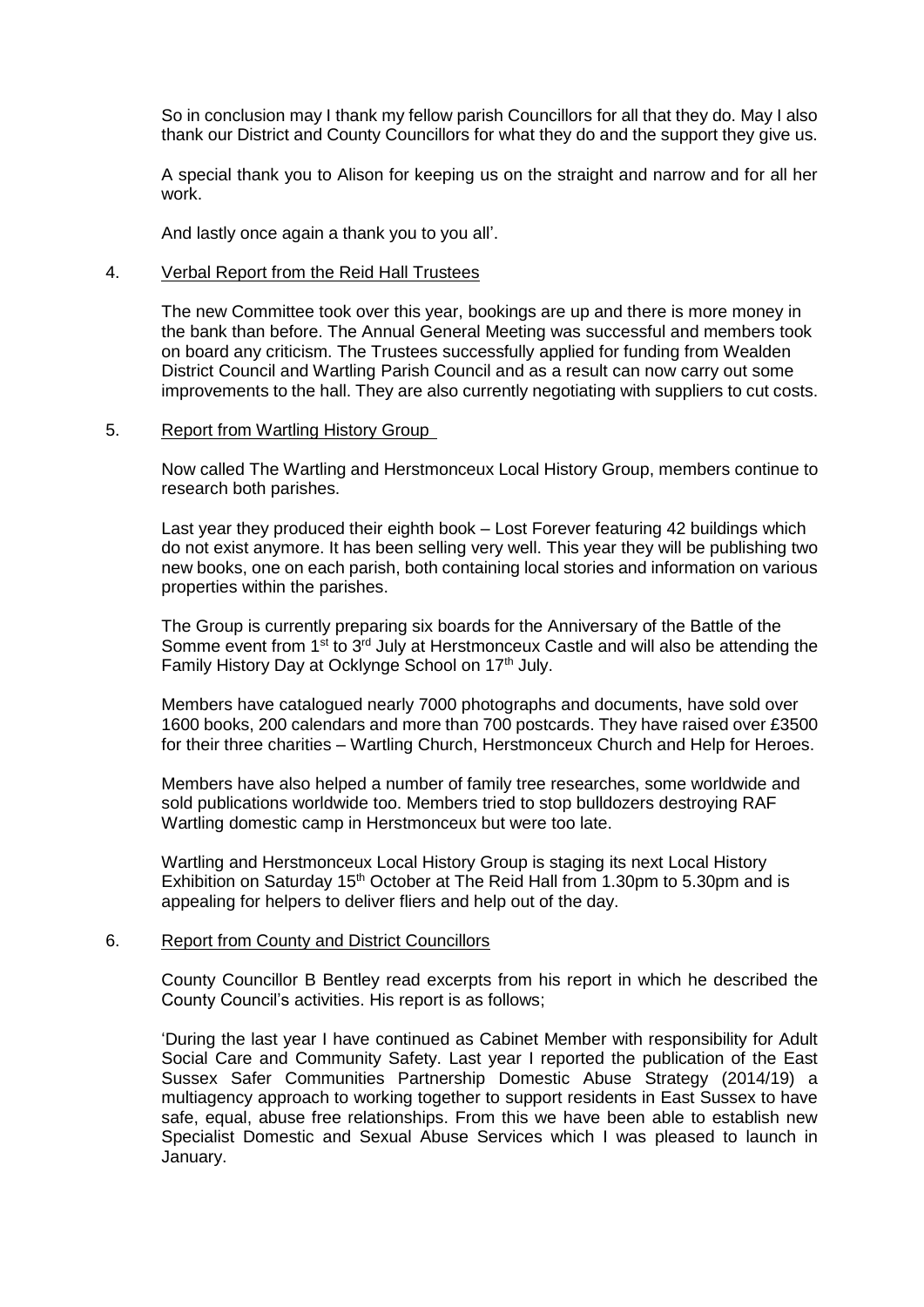So in conclusion may I thank my fellow parish Councillors for all that they do. May I also thank our District and County Councillors for what they do and the support they give us.

A special thank you to Alison for keeping us on the straight and narrow and for all her work.

And lastly once again a thank you to you all'.

4. Verbal Report from the Reid Hall Trustees

The new Committee took over this year, bookings are up and there is more money in the bank than before. The Annual General Meeting was successful and members took on board any criticism. The Trustees successfully applied for funding from Wealden District Council and Wartling Parish Council and as a result can now carry out some improvements to the hall. They are also currently negotiating with suppliers to cut costs.

5. Report from Wartling History Group

Now called The Wartling and Herstmonceux Local History Group, members continue to research both parishes.

Last year they produced their eighth book – Lost Forever featuring 42 buildings which do not exist anymore. It has been selling very well. This year they will be publishing two new books, one on each parish, both containing local stories and information on various properties within the parishes.

The Group is currently preparing six boards for the Anniversary of the Battle of the Somme event from 1st to 3rd July at Herstmonceux Castle and will also be attending the Family History Day at Ocklynge School on 17th July.

Members have catalogued nearly 7000 photographs and documents, have sold over 1600 books, 200 calendars and more than 700 postcards. They have raised over £3500 for their three charities – Wartling Church, Herstmonceux Church and Help for Heroes.

Members have also helped a number of family tree researches, some worldwide and sold publications worldwide too. Members tried to stop bulldozers destroying RAF Wartling domestic camp in Herstmonceux but were too late.

Wartling and Herstmonceux Local History Group is staging its next Local History Exhibition on Saturday 15th October at The Reid Hall from 1.30pm to 5.30pm and is appealing for helpers to deliver fliers and help out of the day.

6. Report from County and District Councillors

County Councillor B Bentley read excerpts from his report in which he described the County Council's activities. His report is as follows;

'During the last year I have continued as Cabinet Member with responsibility for Adult Social Care and Community Safety. Last year I reported the publication of the East Sussex Safer Communities Partnership Domestic Abuse Strategy (2014/19) a multiagency approach to working together to support residents in East Sussex to have safe, equal, abuse free relationships. From this we have been able to establish new Specialist Domestic and Sexual Abuse Services which I was pleased to launch in January.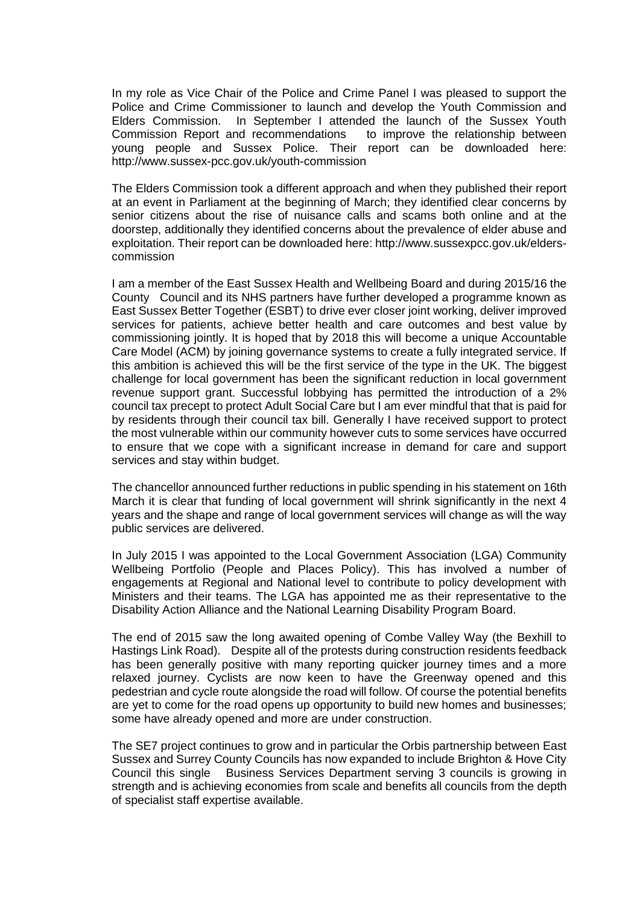In my role as Vice Chair of the Police and Crime Panel I was pleased to support the Police and Crime Commissioner to launch and develop the Youth Commission and Elders Commission. In September I attended the launch of the Sussex Youth Commission Report and recommendations to improve the relationship between young people and Sussex Police. Their report can be downloaded here: http://www.sussex-pcc.gov.uk/youth-commission

The Elders Commission took a different approach and when they published their report at an event in Parliament at the beginning of March; they identified clear concerns by senior citizens about the rise of nuisance calls and scams both online and at the doorstep, additionally they identified concerns about the prevalence of elder abuse and exploitation. Their report can be downloaded here: http://www.sussexpcc.gov.uk/elders-commission

I am a member of the East Sussex Health and Wellbeing Board and during 2015/16 the County Council and its NHS partners have further developed a programme known as East Sussex Better Together (ESBT) to drive ever closer joint working, deliver improved services for patients, achieve better health and care outcomes and best value by commissioning jointly. It is hoped that by 2018 this will become a unique Accountable Care Model (ACM) by joining governance systems to create a fully integrated service. If this ambition is achieved this will be the first service of the type in the UK. The biggest challenge for local government has been the significant reduction in local government revenue support grant. Successful lobbying has permitted the introduction of a 2% council tax precept to protect Adult Social Care but I am ever mindful that that is paid for by residents through their council tax bill. Generally I have received support to protect the most vulnerable within our community however cuts to some services have occurred to ensure that we cope with a significant increase in demand for care and support services and stay within budget.

The chancellor announced further reductions in public spending in his statement on 16th March it is clear that funding of local government will shrink significantly in the next 4 years and the shape and range of local government services will change as will the way public services are delivered.

In July 2015 I was appointed to the Local Government Association (LGA) Community Wellbeing Portfolio (People and Places Policy). This has involved a number of engagements at Regional and National level to contribute to policy development with Ministers and their teams. The LGA has appointed me as their representative to the Disability Action Alliance and the National Learning Disability Program Board.

The end of 2015 saw the long awaited opening of Combe Valley Way (the Bexhill to Hastings Link Road). Despite all of the protests during construction residents feedback has been generally positive with many reporting quicker journey times and a more relaxed journey. Cyclists are now keen to have the Greenway opened and this pedestrian and cycle route alongside the road will follow. Of course the potential benefits are yet to come for the road opens up opportunity to build new homes and businesses; some have already opened and more are under construction.

The SE7 project continues to grow and in particular the Orbis partnership between East Sussex and Surrey County Councils has now expanded to include Brighton & Hove City Council this single Business Services Department serving 3 councils is growing in strength and is achieving economies from scale and benefits all councils from the depth of specialist staff expertise available.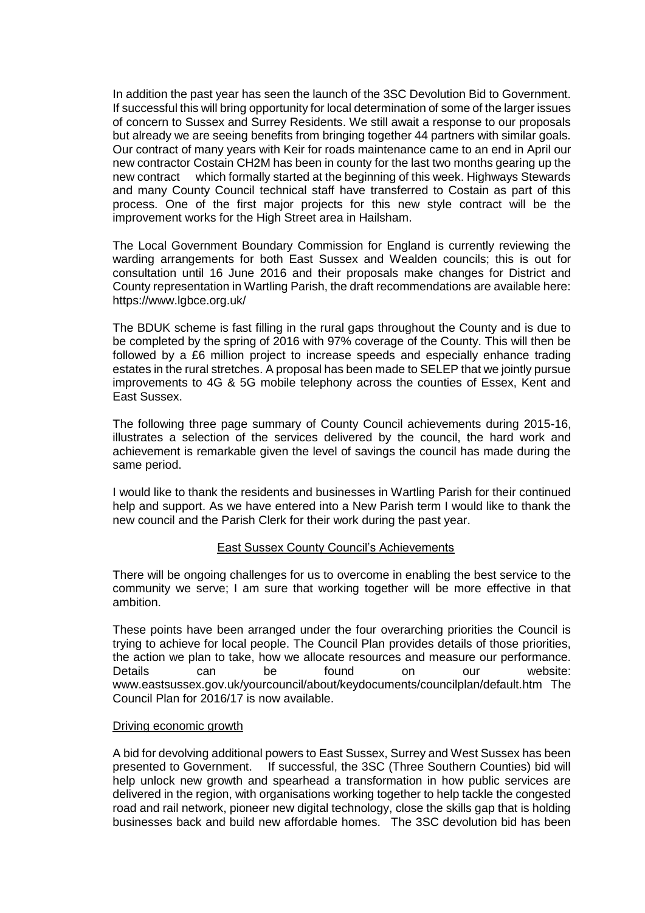In addition the past year has seen the launch of the 3SC Devolution Bid to Government. If successful this will bring opportunity for local determination of some of the larger issues of concern to Sussex and Surrey Residents. We still await a response to our proposals but already we are seeing benefits from bringing together 44 partners with similar goals. Our contract of many years with Keir for roads maintenance came to an end in April our new contractor Costain CH2M has been in county for the last two months gearing up the new contract which formally started at the beginning of this week. Highways Stewards and many County Council technical staff have transferred to Costain as part of this process. One of the first major projects for this new style contract will be the improvement works for the High Street area in Hailsham.

The Local Government Boundary Commission for England is currently reviewing the warding arrangements for both East Sussex and Wealden councils; this is out for consultation until 16 June 2016 and their proposals make changes for District and County representation in Wartling Parish, the draft recommendations are available here: https://www.lgbce.org.uk/

The BDUK scheme is fast filling in the rural gaps throughout the County and is due to be completed by the spring of 2016 with 97% coverage of the County. This will then be followed by a £6 million project to increase speeds and especially enhance trading estates in the rural stretches. A proposal has been made to SELEP that we jointly pursue improvements to 4G & 5G mobile telephony across the counties of Essex, Kent and East Sussex.

The following three page summary of County Council achievements during 2015-16, illustrates a selection of the services delivered by the council, the hard work and achievement is remarkable given the level of savings the council has made during the same period.

I would like to thank the residents and businesses in Wartling Parish for their continued help and support. As we have entered into a New Parish term I would like to thank the new council and the Parish Clerk for their work during the past year.

## East Sussex County Council's Achievements

There will be ongoing challenges for us to overcome in enabling the best service to the community we serve; I am sure that working together will be more effective in that ambition.

These points have been arranged under the four overarching priorities the Council is trying to achieve for local people. The Council Plan provides details of those priorities, the action we plan to take, how we allocate resources and measure our performance. Details can be found on our website: www.eastsussex.gov.uk/yourcouncil/about/keydocuments/councilplan/default.htm The Council Plan for 2016/17 is now available.

### Driving economic growth

A bid for devolving additional powers to East Sussex, Surrey and West Sussex has been presented to Government. If successful, the 3SC (Three Southern Counties) bid will help unlock new growth and spearhead a transformation in how public services are delivered in the region, with organisations working together to help tackle the congested road and rail network, pioneer new digital technology, close the skills gap that is holding businesses back and build new affordable homes. The 3SC devolution bid has been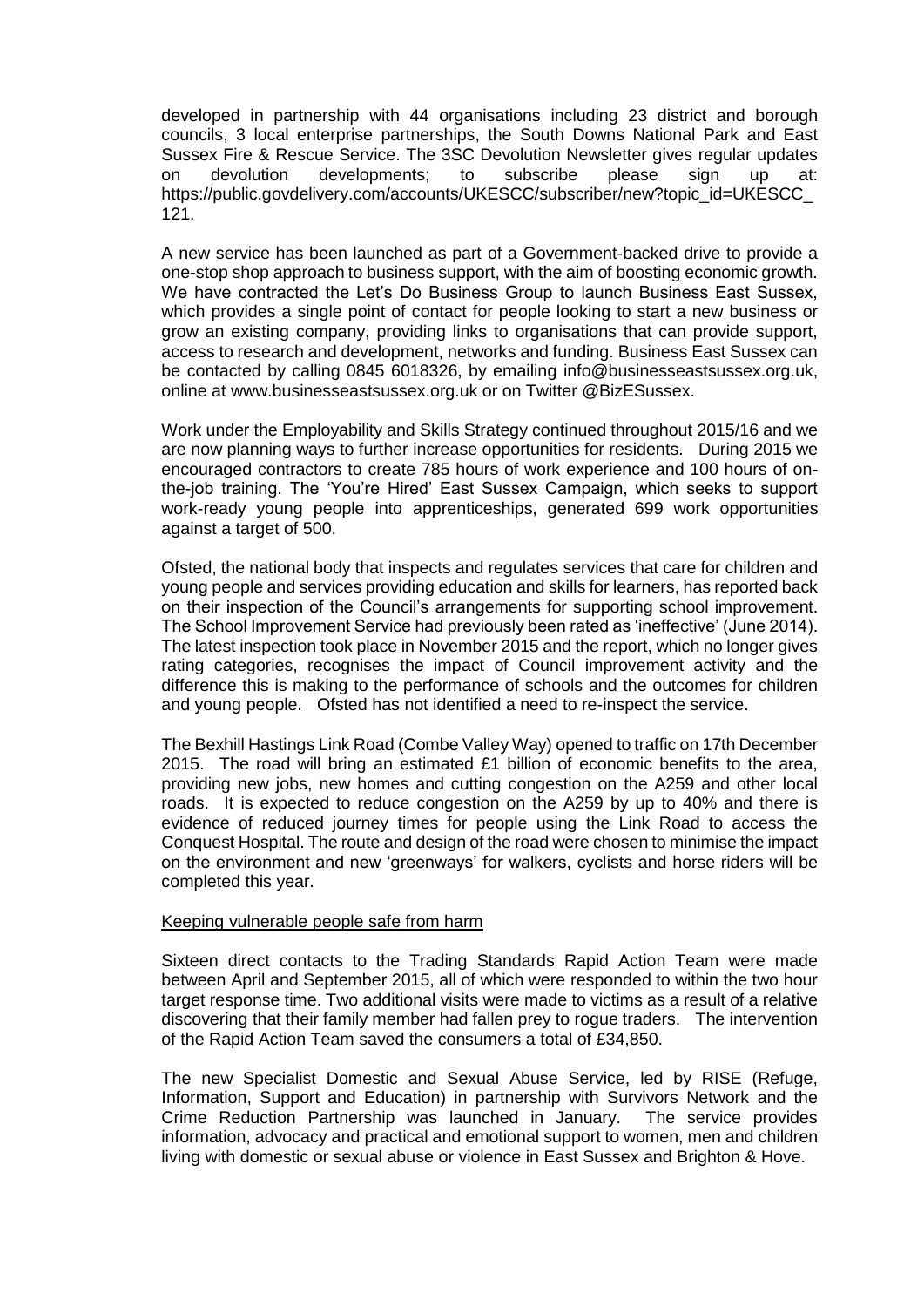developed in partnership with 44 organisations including 23 district and borough councils, 3 local enterprise partnerships, the South Downs National Park and East Sussex Fire & Rescue Service. The 3SC Devolution Newsletter gives regular updates on devolution developments; to subscribe please sign up at: https://public.govdelivery.com/accounts/UKESCC/subscriber/new?topic_id=UKESCC_121.

A new service has been launched as part of a Government-backed drive to provide a one-stop shop approach to business support, with the aim of boosting economic growth. We have contracted the Let's Do Business Group to launch Business East Sussex, which provides a single point of contact for people looking to start a new business or grow an existing company, providing links to organisations that can provide support, access to research and development, networks and funding. Business East Sussex can be contacted by calling 0845 6018326, by emailing info@businesseastsussex.org.uk, online at www.businesseastsussex.org.uk or on Twitter @BizESussex.

Work under the Employability and Skills Strategy continued throughout 2015/16 and we are now planning ways to further increase opportunities for residents. During 2015 we encouraged contractors to create 785 hours of work experience and 100 hours of on-the-job training. The 'You're Hired' East Sussex Campaign, which seeks to support work-ready young people into apprenticeships, generated 699 work opportunities against a target of 500.

Ofsted, the national body that inspects and regulates services that care for children and young people and services providing education and skills for learners, has reported back on their inspection of the Council's arrangements for supporting school improvement. The School Improvement Service had previously been rated as 'ineffective' (June 2014). The latest inspection took place in November 2015 and the report, which no longer gives rating categories, recognises the impact of Council improvement activity and the difference this is making to the performance of schools and the outcomes for children and young people. Ofsted has not identified a need to re-inspect the service.

The Bexhill Hastings Link Road (Combe Valley Way) opened to traffic on 17th December 2015. The road will bring an estimated £1 billion of economic benefits to the area, providing new jobs, new homes and cutting congestion on the A259 and other local roads. It is expected to reduce congestion on the A259 by up to 40% and there is evidence of reduced journey times for people using the Link Road to access the Conquest Hospital. The route and design of the road were chosen to minimise the impact on the environment and new 'greenways' for walkers, cyclists and horse riders will be completed this year.

Keeping vulnerable people safe from harm

Sixteen direct contacts to the Trading Standards Rapid Action Team were made between April and September 2015, all of which were responded to within the two hour target response time. Two additional visits were made to victims as a result of a relative discovering that their family member had fallen prey to rogue traders. The intervention of the Rapid Action Team saved the consumers a total of £34,850.

The new Specialist Domestic and Sexual Abuse Service, led by RISE (Refuge, Information, Support and Education) in partnership with Survivors Network and the Crime Reduction Partnership was launched in January. The service provides information, advocacy and practical and emotional support to women, men and children living with domestic or sexual abuse or violence in East Sussex and Brighton & Hove.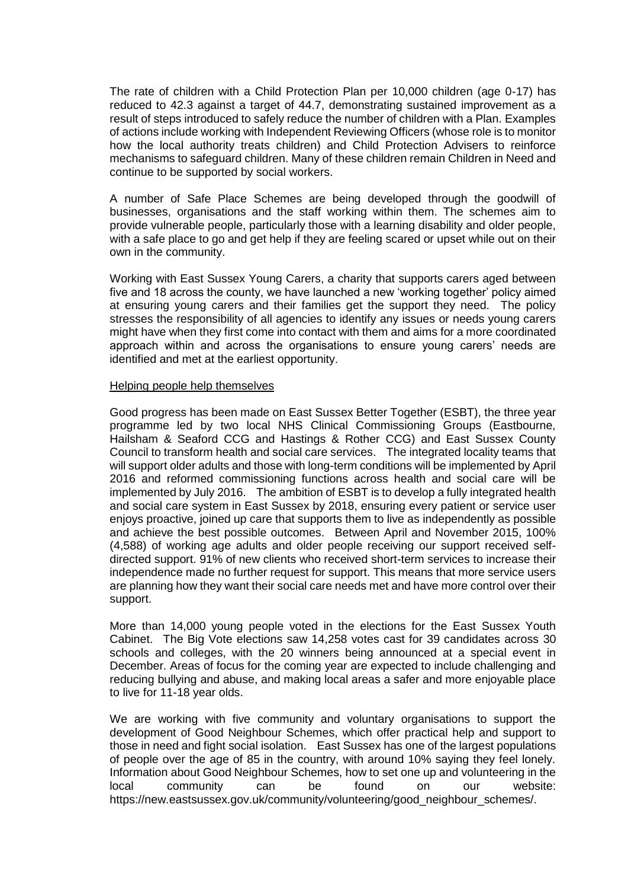The rate of children with a Child Protection Plan per 10,000 children (age 0-17) has reduced to 42.3 against a target of 44.7, demonstrating sustained improvement as a result of steps introduced to safely reduce the number of children with a Plan. Examples of actions include working with Independent Reviewing Officers (whose role is to monitor how the local authority treats children) and Child Protection Advisers to reinforce mechanisms to safeguard children. Many of these children remain Children in Need and continue to be supported by social workers.

A number of Safe Place Schemes are being developed through the goodwill of businesses, organisations and the staff working within them. The schemes aim to provide vulnerable people, particularly those with a learning disability and older people, with a safe place to go and get help if they are feeling scared or upset while out on their own in the community.

Working with East Sussex Young Carers, a charity that supports carers aged between five and 18 across the county, we have launched a new 'working together' policy aimed at ensuring young carers and their families get the support they need. The policy stresses the responsibility of all agencies to identify any issues or needs young carers might have when they first come into contact with them and aims for a more coordinated approach within and across the organisations to ensure young carers' needs are identified and met at the earliest opportunity.

Helping people help themselves

Good progress has been made on East Sussex Better Together (ESBT), the three year programme led by two local NHS Clinical Commissioning Groups (Eastbourne, Hailsham & Seaford CCG and Hastings & Rother CCG) and East Sussex County Council to transform health and social care services. The integrated locality teams that will support older adults and those with long-term conditions will be implemented by April 2016 and reformed commissioning functions across health and social care will be implemented by July 2016. The ambition of ESBT is to develop a fully integrated health and social care system in East Sussex by 2018, ensuring every patient or service user enjoys proactive, joined up care that supports them to live as independently as possible and achieve the best possible outcomes. Between April and November 2015, 100% (4,588) of working age adults and older people receiving our support received self-directed support. 91% of new clients who received short-term services to increase their independence made no further request for support. This means that more service users are planning how they want their social care needs met and have more control over their support.

More than 14,000 young people voted in the elections for the East Sussex Youth Cabinet. The Big Vote elections saw 14,258 votes cast for 39 candidates across 30 schools and colleges, with the 20 winners being announced at a special event in December. Areas of focus for the coming year are expected to include challenging and reducing bullying and abuse, and making local areas a safer and more enjoyable place to live for 11-18 year olds.

We are working with five community and voluntary organisations to support the development of Good Neighbour Schemes, which offer practical help and support to those in need and fight social isolation. East Sussex has one of the largest populations of people over the age of 85 in the country, with around 10% saying they feel lonely. Information about Good Neighbour Schemes, how to set one up and volunteering in the local community can be found on our website: https://new.eastsussex.gov.uk/community/volunteering/good_neighbour_schemes/.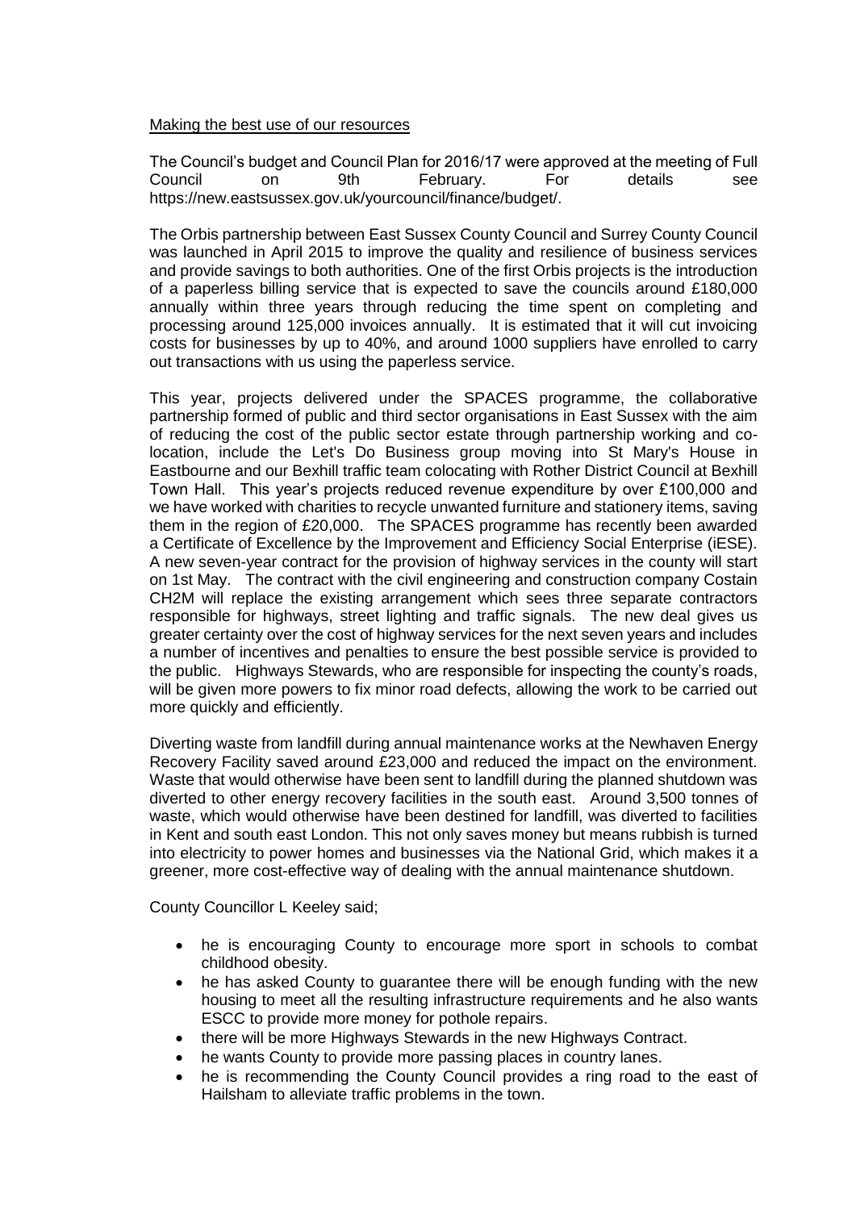Making the best use of our resources

The Council's budget and Council Plan for 2016/17 were approved at the meeting of Full Council on 9th February. For details see https://new.eastsussex.gov.uk/yourcouncil/finance/budget/.

The Orbis partnership between East Sussex County Council and Surrey County Council was launched in April 2015 to improve the quality and resilience of business services and provide savings to both authorities. One of the first Orbis projects is the introduction of a paperless billing service that is expected to save the councils around £180,000 annually within three years through reducing the time spent on completing and processing around 125,000 invoices annually. It is estimated that it will cut invoicing costs for businesses by up to 40%, and around 1000 suppliers have enrolled to carry out transactions with us using the paperless service.

This year, projects delivered under the SPACES programme, the collaborative partnership formed of public and third sector organisations in East Sussex with the aim of reducing the cost of the public sector estate through partnership working and co-location, include the Let's Do Business group moving into St Mary's House in Eastbourne and our Bexhill traffic team colocating with Rother District Council at Bexhill Town Hall. This year's projects reduced revenue expenditure by over £100,000 and we have worked with charities to recycle unwanted furniture and stationery items, saving them in the region of £20,000. The SPACES programme has recently been awarded a Certificate of Excellence by the Improvement and Efficiency Social Enterprise (iESE). A new seven-year contract for the provision of highway services in the county will start on 1st May. The contract with the civil engineering and construction company Costain CH2M will replace the existing arrangement which sees three separate contractors responsible for highways, street lighting and traffic signals. The new deal gives us greater certainty over the cost of highway services for the next seven years and includes a number of incentives and penalties to ensure the best possible service is provided to the public. Highways Stewards, who are responsible for inspecting the county's roads, will be given more powers to fix minor road defects, allowing the work to be carried out more quickly and efficiently.

Diverting waste from landfill during annual maintenance works at the Newhaven Energy Recovery Facility saved around £23,000 and reduced the impact on the environment. Waste that would otherwise have been sent to landfill during the planned shutdown was diverted to other energy recovery facilities in the south east. Around 3,500 tonnes of waste, which would otherwise have been destined for landfill, was diverted to facilities in Kent and south east London. This not only saves money but means rubbish is turned into electricity to power homes and businesses via the National Grid, which makes it a greener, more cost-effective way of dealing with the annual maintenance shutdown.

County Councillor L Keeley said;

- he is encouraging County to encourage more sport in schools to combat childhood obesity.
- he has asked County to guarantee there will be enough funding with the new housing to meet all the resulting infrastructure requirements and he also wants ESCC to provide more money for pothole repairs.
- there will be more Highways Stewards in the new Highways Contract.
- he wants County to provide more passing places in country lanes.
- he is recommending the County Council provides a ring road to the east of Hailsham to alleviate traffic problems in the town.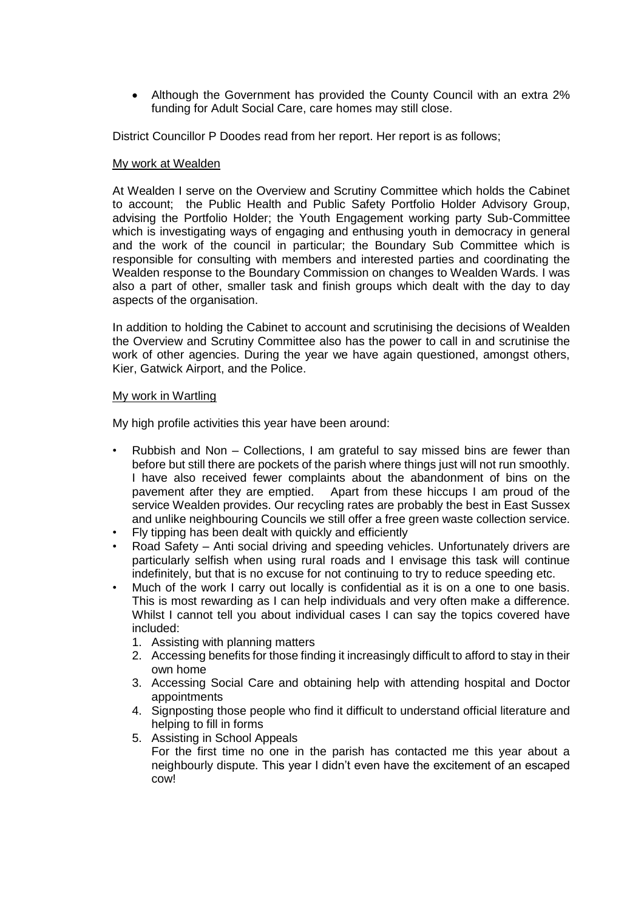- Although the Government has provided the County Council with an extra 2% funding for Adult Social Care, care homes may still close.

District Councillor P Doodes read from her report. Her report is as follows;

<u>My work at Wealden</u>

At Wealden I serve on the Overview and Scrutiny Committee which holds the Cabinet to account; the Public Health and Public Safety Portfolio Holder Advisory Group, advising the Portfolio Holder; the Youth Engagement working party Sub-Committee which is investigating ways of engaging and enthusing youth in democracy in general and the work of the council in particular; the Boundary Sub Committee which is responsible for consulting with members and interested parties and coordinating the Wealden response to the Boundary Commission on changes to Wealden Wards. I was also a part of other, smaller task and finish groups which dealt with the day to day aspects of the organisation.

In addition to holding the Cabinet to account and scrutinising the decisions of Wealden the Overview and Scrutiny Committee also has the power to call in and scrutinise the work of other agencies. During the year we have again questioned, amongst others, Kier, Gatwick Airport, and the Police.

<u>My work in Wartling</u>

My high profile activities this year have been around:

- Rubbish and Non – Collections, I am grateful to say missed bins are fewer than before but still there are pockets of the parish where things just will not run smoothly. I have also received fewer complaints about the abandonment of bins on the pavement after they are emptied. Apart from these hiccups I am proud of the service Wealden provides. Our recycling rates are probably the best in East Sussex and unlike neighbouring Councils we still offer a free green waste collection service.
- Fly tipping has been dealt with quickly and efficiently
- Road Safety – Anti social driving and speeding vehicles. Unfortunately drivers are particularly selfish when using rural roads and I envisage this task will continue indefinitely, but that is no excuse for not continuing to try to reduce speeding etc.
- Much of the work I carry out locally is confidential as it is on a one to one basis. This is most rewarding as I can help individuals and very often make a difference. Whilst I cannot tell you about individual cases I can say the topics covered have included:
  1. Assisting with planning matters
  2. Accessing benefits for those finding it increasingly difficult to afford to stay in their own home
  3. Accessing Social Care and obtaining help with attending hospital and Doctor appointments
  4. Signposting those people who find it difficult to understand official literature and helping to fill in forms
  5. Assisting in School Appeals

  For the first time no one in the parish has contacted me this year about a neighbourly dispute. This year I didn't even have the excitement of an escaped cow!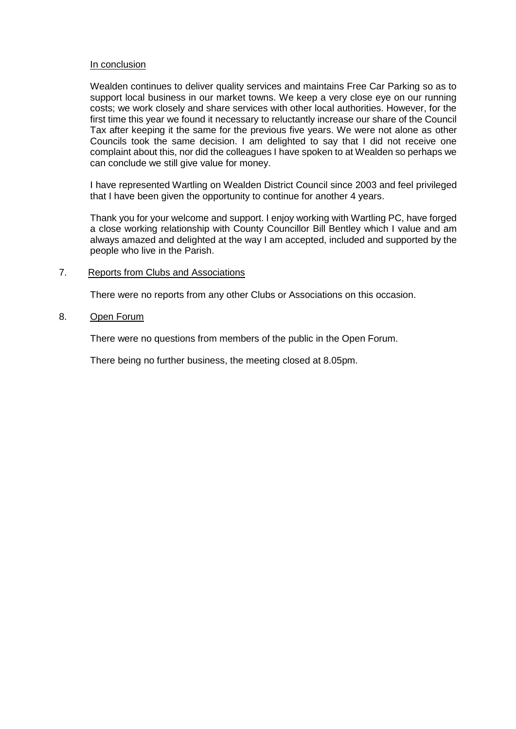In conclusion

Wealden continues to deliver quality services and maintains Free Car Parking so as to support local business in our market towns. We keep a very close eye on our running costs; we work closely and share services with other local authorities. However, for the first time this year we found it necessary to reluctantly increase our share of the Council Tax after keeping it the same for the previous five years. We were not alone as other Councils took the same decision. I am delighted to say that I did not receive one complaint about this, nor did the colleagues I have spoken to at Wealden so perhaps we can conclude we still give value for money.

I have represented Wartling on Wealden District Council since 2003 and feel privileged that I have been given the opportunity to continue for another 4 years.

Thank you for your welcome and support. I enjoy working with Wartling PC, have forged a close working relationship with County Councillor Bill Bentley which I value and am always amazed and delighted at the way I am accepted, included and supported by the people who live in the Parish.

7. Reports from Clubs and Associations

There were no reports from any other Clubs or Associations on this occasion.

8. Open Forum

There were no questions from members of the public in the Open Forum.

There being no further business, the meeting closed at 8.05pm.